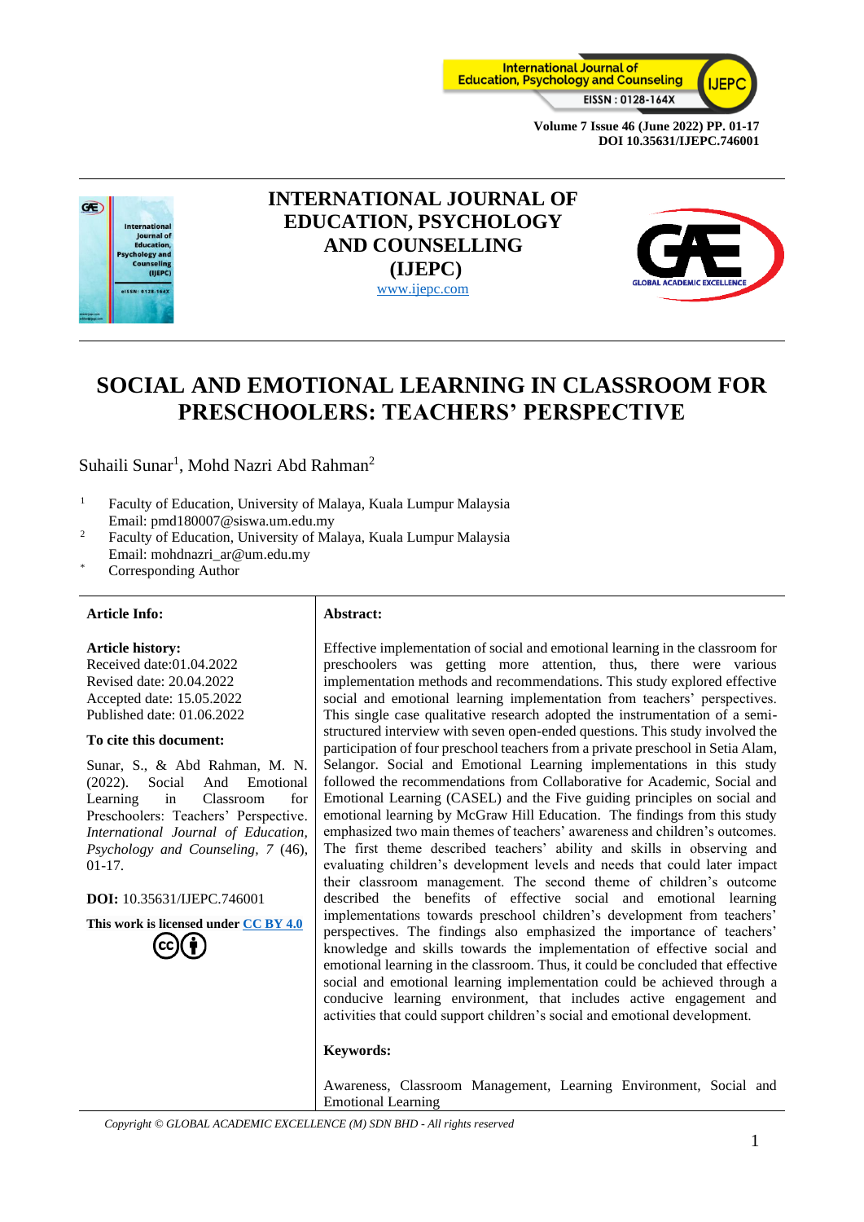# INTERNATIONAL JOURNAL OF EDUCATION, PSYCHOLOGY AND COUNSELLING (IJEPC)

www.ijepc.com

# SOCIAL AND EMOTIONAL LEARNING IN CLASSROOM FOR PRESCHOOLERS: TEACHERS' PERSPECTIVE

Suhaili Sunar[1], Mohd Nazri Abd Rahman[2]

[1] Faculty of Education, University of Malaya, Kuala Lumpur Malaysia
Email: pmd180007@siswa.um.edu.my

[2] Faculty of Education, University of Malaya, Kuala Lumpur Malaysia
Email: mohdnazri_ar@um.edu.my

[*] Corresponding Author

**Article Info:**

**Article history:**
Received date:01.04.2022
Revised date: 20.04.2022
Accepted date: 15.05.2022
Published date: 01.06.2022

**To cite this document:**

Sunar, S., & Abd Rahman, M. N. (2022). Social And Emotional Learning in Classroom for Preschoolers: Teachers' Perspective. *International Journal of Education, Psychology and Counseling, 7* (46), 01-17.

**DOI:** 10.35631/IJEPC.746001

**This work is licensed under CC BY 4.0**

**Abstract:**

Effective implementation of social and emotional learning in the classroom for preschoolers was getting more attention, thus, there were various implementation methods and recommendations. This study explored effective social and emotional learning implementation from teachers' perspectives. This single case qualitative research adopted the instrumentation of a semi-structured interview with seven open-ended questions. This study involved the participation of four preschool teachers from a private preschool in Setia Alam, Selangor. Social and Emotional Learning implementations in this study followed the recommendations from Collaborative for Academic, Social and Emotional Learning (CASEL) and the Five guiding principles on social and emotional learning by McGraw Hill Education. The findings from this study emphasized two main themes of teachers' awareness and children's outcomes. The first theme described teachers' ability and skills in observing and evaluating children's development levels and needs that could later impact their classroom management. The second theme of children's outcome described the benefits of effective social and emotional learning implementations towards preschool children's development from teachers' perspectives. The findings also emphasized the importance of teachers' knowledge and skills towards the implementation of effective social and emotional learning in the classroom. Thus, it could be concluded that effective social and emotional learning implementation could be achieved through a conducive learning environment, that includes active engagement and activities that could support children's social and emotional development.

**Keywords:**

Awareness, Classroom Management, Learning Environment, Social and Emotional Learning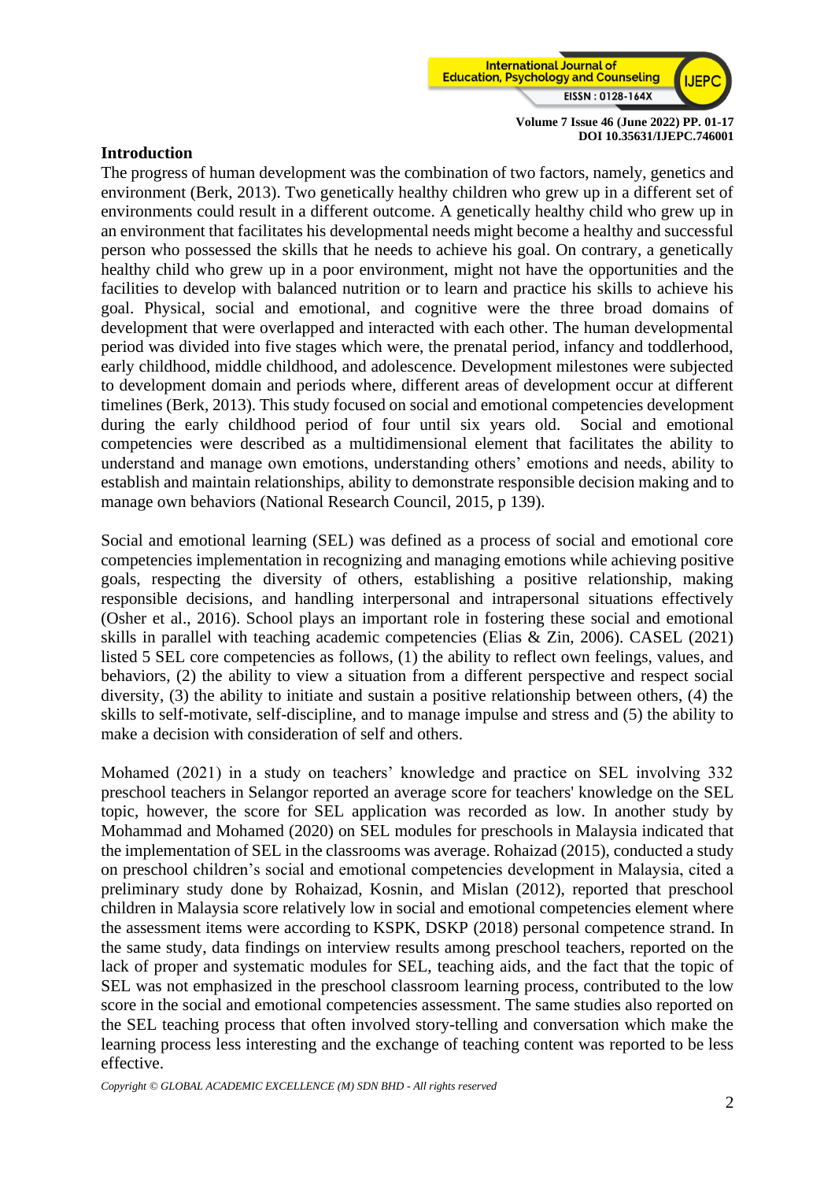## Introduction

The progress of human development was the combination of two factors, namely, genetics and environment (Berk, 2013). Two genetically healthy children who grew up in a different set of environments could result in a different outcome. A genetically healthy child who grew up in an environment that facilitates his developmental needs might become a healthy and successful person who possessed the skills that he needs to achieve his goal. On contrary, a genetically healthy child who grew up in a poor environment, might not have the opportunities and the facilities to develop with balanced nutrition or to learn and practice his skills to achieve his goal. Physical, social and emotional, and cognitive were the three broad domains of development that were overlapped and interacted with each other. The human developmental period was divided into five stages which were, the prenatal period, infancy and toddlerhood, early childhood, middle childhood, and adolescence. Development milestones were subjected to development domain and periods where, different areas of development occur at different timelines (Berk, 2013). This study focused on social and emotional competencies development during the early childhood period of four until six years old. Social and emotional competencies were described as a multidimensional element that facilitates the ability to understand and manage own emotions, understanding others' emotions and needs, ability to establish and maintain relationships, ability to demonstrate responsible decision making and to manage own behaviors (National Research Council, 2015, p 139).

Social and emotional learning (SEL) was defined as a process of social and emotional core competencies implementation in recognizing and managing emotions while achieving positive goals, respecting the diversity of others, establishing a positive relationship, making responsible decisions, and handling interpersonal and intrapersonal situations effectively (Osher et al., 2016). School plays an important role in fostering these social and emotional skills in parallel with teaching academic competencies (Elias & Zin, 2006). CASEL (2021) listed 5 SEL core competencies as follows, (1) the ability to reflect own feelings, values, and behaviors, (2) the ability to view a situation from a different perspective and respect social diversity, (3) the ability to initiate and sustain a positive relationship between others, (4) the skills to self-motivate, self-discipline, and to manage impulse and stress and (5) the ability to make a decision with consideration of self and others.

Mohamed (2021) in a study on teachers' knowledge and practice on SEL involving 332 preschool teachers in Selangor reported an average score for teachers' knowledge on the SEL topic, however, the score for SEL application was recorded as low. In another study by Mohammad and Mohamed (2020) on SEL modules for preschools in Malaysia indicated that the implementation of SEL in the classrooms was average. Rohaizad (2015), conducted a study on preschool children's social and emotional competencies development in Malaysia, cited a preliminary study done by Rohaizad, Kosnin, and Mislan (2012), reported that preschool children in Malaysia score relatively low in social and emotional competencies element where the assessment items were according to KSPK, DSKP (2018) personal competence strand. In the same study, data findings on interview results among preschool teachers, reported on the lack of proper and systematic modules for SEL, teaching aids, and the fact that the topic of SEL was not emphasized in the preschool classroom learning process, contributed to the low score in the social and emotional competencies assessment. The same studies also reported on the SEL teaching process that often involved story-telling and conversation which make the learning process less interesting and the exchange of teaching content was reported to be less effective.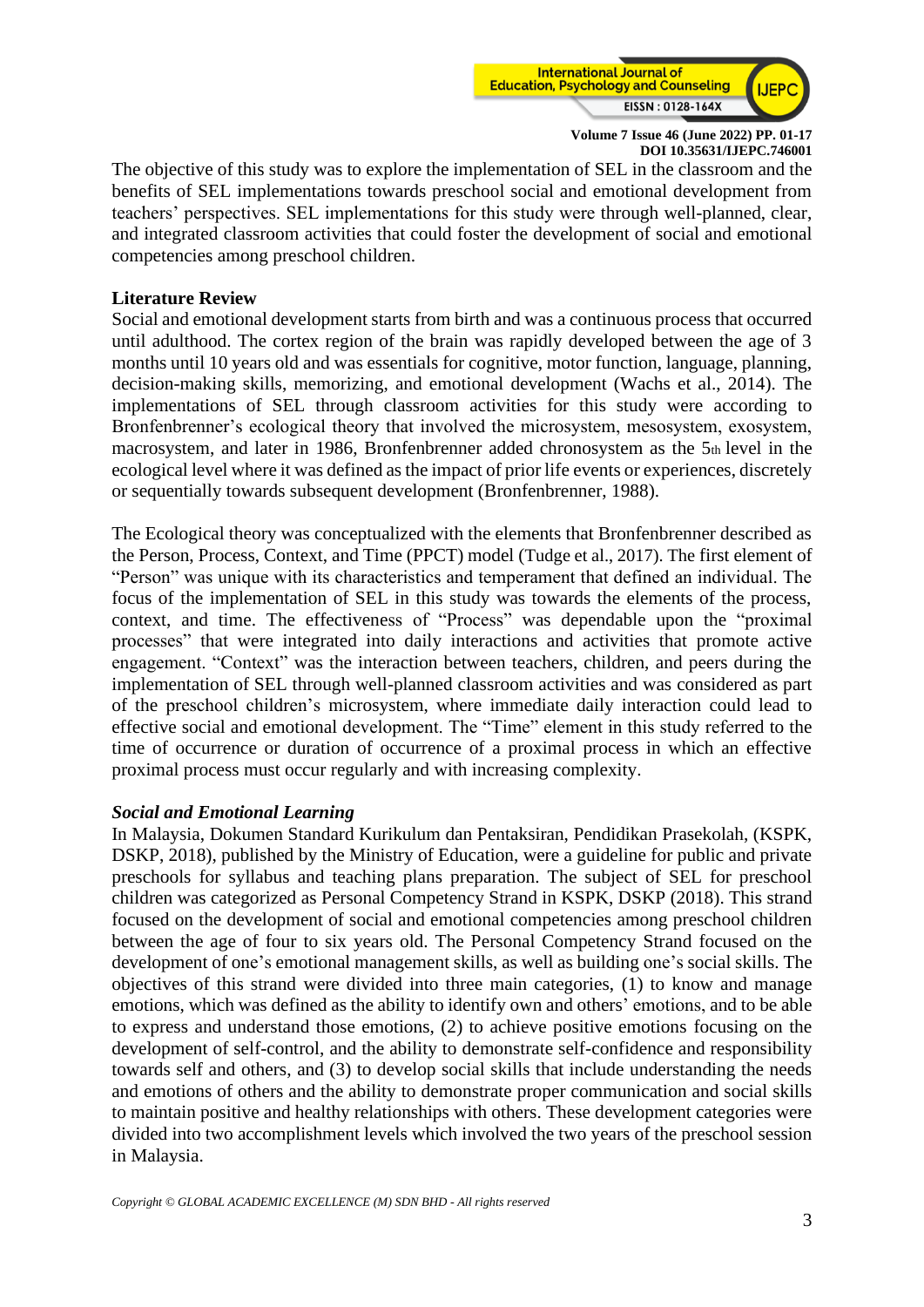The objective of this study was to explore the implementation of SEL in the classroom and the benefits of SEL implementations towards preschool social and emotional development from teachers' perspectives. SEL implementations for this study were through well-planned, clear, and integrated classroom activities that could foster the development of social and emotional competencies among preschool children.

## Literature Review

Social and emotional development starts from birth and was a continuous process that occurred until adulthood. The cortex region of the brain was rapidly developed between the age of 3 months until 10 years old and was essentials for cognitive, motor function, language, planning, decision-making skills, memorizing, and emotional development (Wachs et al., 2014). The implementations of SEL through classroom activities for this study were according to Bronfenbrenner's ecological theory that involved the microsystem, mesosystem, exosystem, macrosystem, and later in 1986, Bronfenbrenner added chronosystem as the 5th level in the ecological level where it was defined as the impact of prior life events or experiences, discretely or sequentially towards subsequent development (Bronfenbrenner, 1988).

The Ecological theory was conceptualized with the elements that Bronfenbrenner described as the Person, Process, Context, and Time (PPCT) model (Tudge et al., 2017). The first element of "Person" was unique with its characteristics and temperament that defined an individual. The focus of the implementation of SEL in this study was towards the elements of the process, context, and time. The effectiveness of "Process" was dependable upon the "proximal processes" that were integrated into daily interactions and activities that promote active engagement. "Context" was the interaction between teachers, children, and peers during the implementation of SEL through well-planned classroom activities and was considered as part of the preschool children's microsystem, where immediate daily interaction could lead to effective social and emotional development. The "Time" element in this study referred to the time of occurrence or duration of occurrence of a proximal process in which an effective proximal process must occur regularly and with increasing complexity.

### *Social and Emotional Learning*

In Malaysia, Dokumen Standard Kurikulum dan Pentaksiran, Pendidikan Prasekolah, (KSPK, DSKP, 2018), published by the Ministry of Education, were a guideline for public and private preschools for syllabus and teaching plans preparation. The subject of SEL for preschool children was categorized as Personal Competency Strand in KSPK, DSKP (2018). This strand focused on the development of social and emotional competencies among preschool children between the age of four to six years old. The Personal Competency Strand focused on the development of one's emotional management skills, as well as building one's social skills. The objectives of this strand were divided into three main categories, (1) to know and manage emotions, which was defined as the ability to identify own and others' emotions, and to be able to express and understand those emotions, (2) to achieve positive emotions focusing on the development of self-control, and the ability to demonstrate self-confidence and responsibility towards self and others, and (3) to develop social skills that include understanding the needs and emotions of others and the ability to demonstrate proper communication and social skills to maintain positive and healthy relationships with others. These development categories were divided into two accomplishment levels which involved the two years of the preschool session in Malaysia.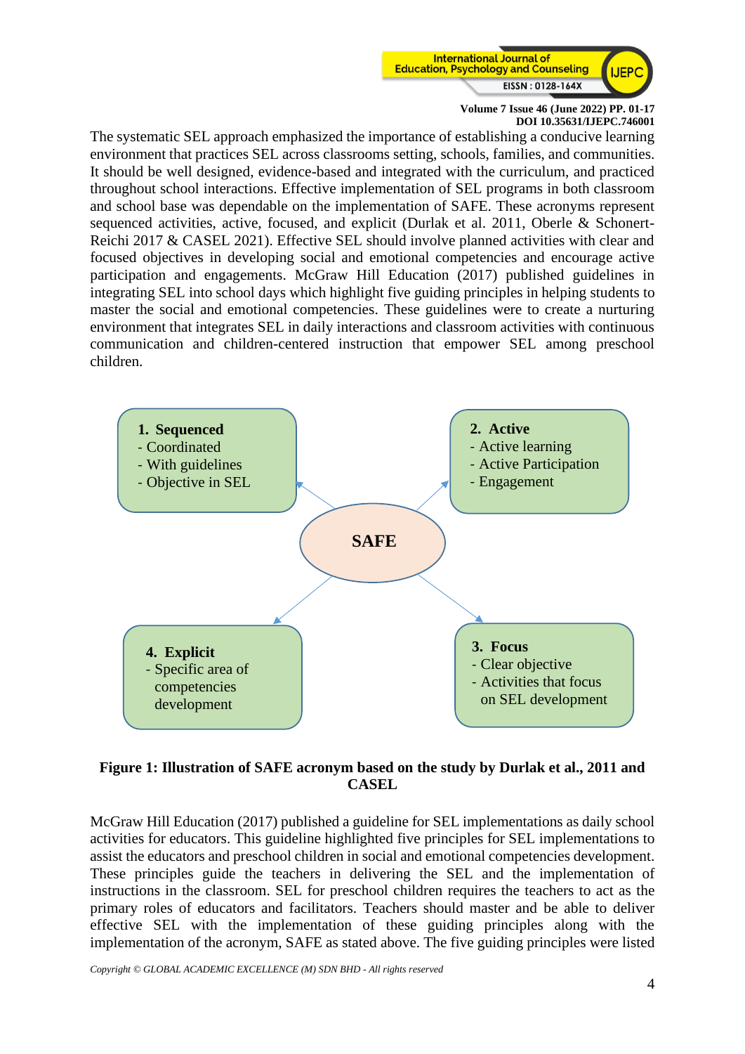The systematic SEL approach emphasized the importance of establishing a conducive learning environment that practices SEL across classrooms setting, schools, families, and communities. It should be well designed, evidence-based and integrated with the curriculum, and practiced throughout school interactions. Effective implementation of SEL programs in both classroom and school base was dependable on the implementation of SAFE. These acronyms represent sequenced activities, active, focused, and explicit (Durlak et al. 2011, Oberle & Schonert-Reichi 2017 & CASEL 2021). Effective SEL should involve planned activities with clear and focused objectives in developing social and emotional competencies and encourage active participation and engagements. McGraw Hill Education (2017) published guidelines in integrating SEL into school days which highlight five guiding principles in helping students to master the social and emotional competencies. These guidelines were to create a nurturing environment that integrates SEL in daily interactions and classroom activities with continuous communication and children-centered instruction that empower SEL among preschool children.

**SAFE**

**1. Sequenced**
- Coordinated
- With guidelines
- Objective in SEL

**2. Active**
- Active learning
- Active Participation
- Engagement

**3. Focus**
- Clear objective
- Activities that focus on SEL development

**4. Explicit**
- Specific area of competencies development

**Figure 1: Illustration of SAFE acronym based on the study by Durlak et al., 2011 and CASEL**

McGraw Hill Education (2017) published a guideline for SEL implementations as daily school activities for educators. This guideline highlighted five principles for SEL implementations to assist the educators and preschool children in social and emotional competencies development. These principles guide the teachers in delivering the SEL and the implementation of instructions in the classroom. SEL for preschool children requires the teachers to act as the primary roles of educators and facilitators. Teachers should master and be able to deliver effective SEL with the implementation of these guiding principles along with the implementation of the acronym, SAFE as stated above. The five guiding principles were listed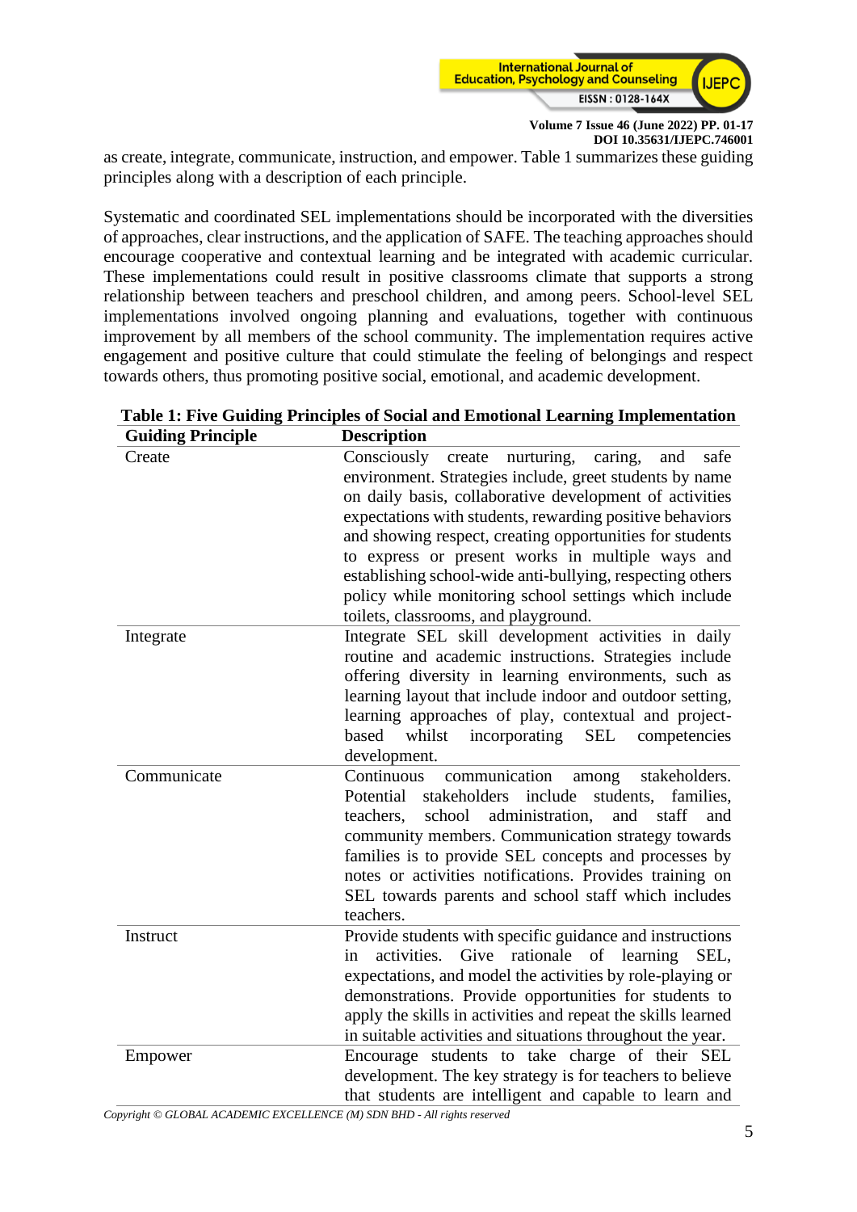as create, integrate, communicate, instruction, and empower. Table 1 summarizes these guiding principles along with a description of each principle.

Systematic and coordinated SEL implementations should be incorporated with the diversities of approaches, clear instructions, and the application of SAFE. The teaching approaches should encourage cooperative and contextual learning and be integrated with academic curricular. These implementations could result in positive classrooms climate that supports a strong relationship between teachers and preschool children, and among peers. School-level SEL implementations involved ongoing planning and evaluations, together with continuous improvement by all members of the school community. The implementation requires active engagement and positive culture that could stimulate the feeling of belongings and respect towards others, thus promoting positive social, emotional, and academic development.

**Table 1: Five Guiding Principles of Social and Emotional Learning Implementation**

| Guiding Principle | Description |
|---|---|
| Create | Consciously create nurturing, caring, and safe environment. Strategies include, greet students by name on daily basis, collaborative development of activities expectations with students, rewarding positive behaviors and showing respect, creating opportunities for students to express or present works in multiple ways and establishing school-wide anti-bullying, respecting others policy while monitoring school settings which include toilets, classrooms, and playground. |
| Integrate | Integrate SEL skill development activities in daily routine and academic instructions. Strategies include offering diversity in learning environments, such as learning layout that include indoor and outdoor setting, learning approaches of play, contextual and project-based whilst incorporating SEL competencies development. |
| Communicate | Continuous communication among stakeholders. Potential stakeholders include students, families, teachers, school administration, and staff and community members. Communication strategy towards families is to provide SEL concepts and processes by notes or activities notifications. Provides training on SEL towards parents and school staff which includes teachers. |
| Instruct | Provide students with specific guidance and instructions in activities. Give rationale of learning SEL, expectations, and model the activities by role-playing or demonstrations. Provide opportunities for students to apply the skills in activities and repeat the skills learned in suitable activities and situations throughout the year. |
| Empower | Encourage students to take charge of their SEL development. The key strategy is for teachers to believe that students are intelligent and capable to learn and |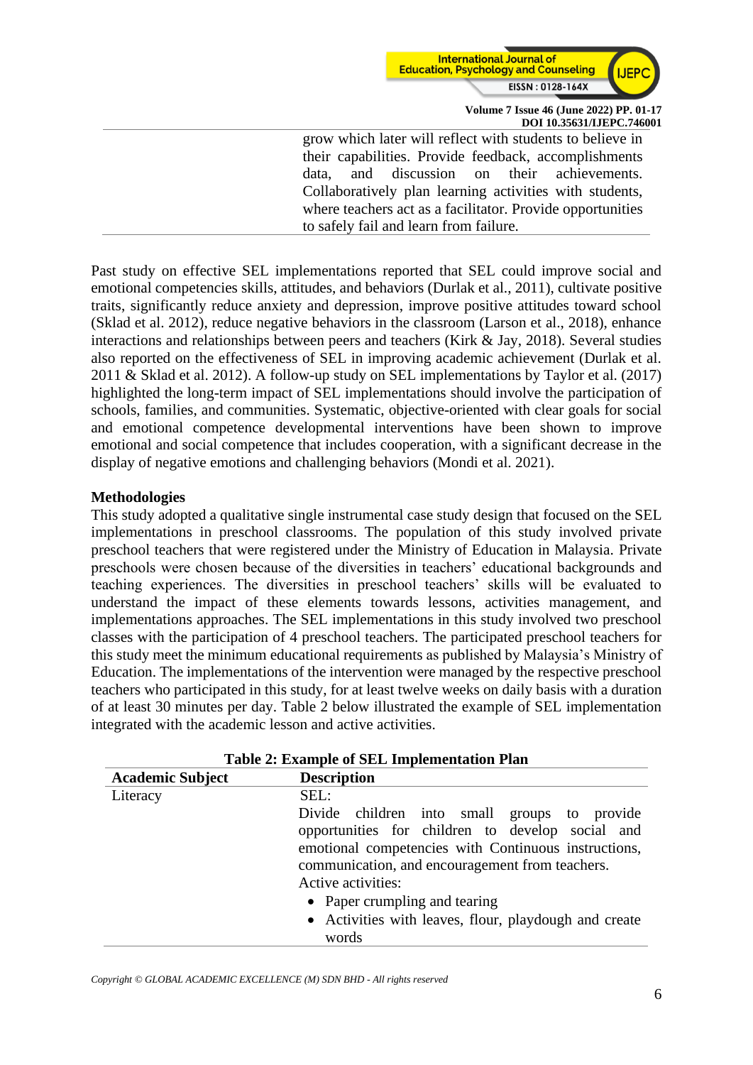| | grow which later will reflect with students to believe in their capabilities. Provide feedback, accomplishments data, and discussion on their achievements. Collaboratively plan learning activities with students, where teachers act as a facilitator. Provide opportunities to safely fail and learn from failure. |
|---|---|

Past study on effective SEL implementations reported that SEL could improve social and emotional competencies skills, attitudes, and behaviors (Durlak et al., 2011), cultivate positive traits, significantly reduce anxiety and depression, improve positive attitudes toward school (Sklad et al. 2012), reduce negative behaviors in the classroom (Larson et al., 2018), enhance interactions and relationships between peers and teachers (Kirk & Jay, 2018). Several studies also reported on the effectiveness of SEL in improving academic achievement (Durlak et al. 2011 & Sklad et al. 2012). A follow-up study on SEL implementations by Taylor et al. (2017) highlighted the long-term impact of SEL implementations should involve the participation of schools, families, and communities. Systematic, objective-oriented with clear goals for social and emotional competence developmental interventions have been shown to improve emotional and social competence that includes cooperation, with a significant decrease in the display of negative emotions and challenging behaviors (Mondi et al. 2021).

## Methodologies

This study adopted a qualitative single instrumental case study design that focused on the SEL implementations in preschool classrooms. The population of this study involved private preschool teachers that were registered under the Ministry of Education in Malaysia. Private preschools were chosen because of the diversities in teachers' educational backgrounds and teaching experiences. The diversities in preschool teachers' skills will be evaluated to understand the impact of these elements towards lessons, activities management, and implementations approaches. The SEL implementations in this study involved two preschool classes with the participation of 4 preschool teachers. The participated preschool teachers for this study meet the minimum educational requirements as published by Malaysia's Ministry of Education. The implementations of the intervention were managed by the respective preschool teachers who participated in this study, for at least twelve weeks on daily basis with a duration of at least 30 minutes per day. Table 2 below illustrated the example of SEL implementation integrated with the academic lesson and active activities.

**Table 2: Example of SEL Implementation Plan**

| Academic Subject | Description |
|---|---|
| Literacy | SEL:<br>Divide children into small groups to provide opportunities for children to develop social and emotional competencies with Continuous instructions, communication, and encouragement from teachers.<br>Active activities:<br>• Paper crumpling and tearing<br>• Activities with leaves, flour, playdough and create words |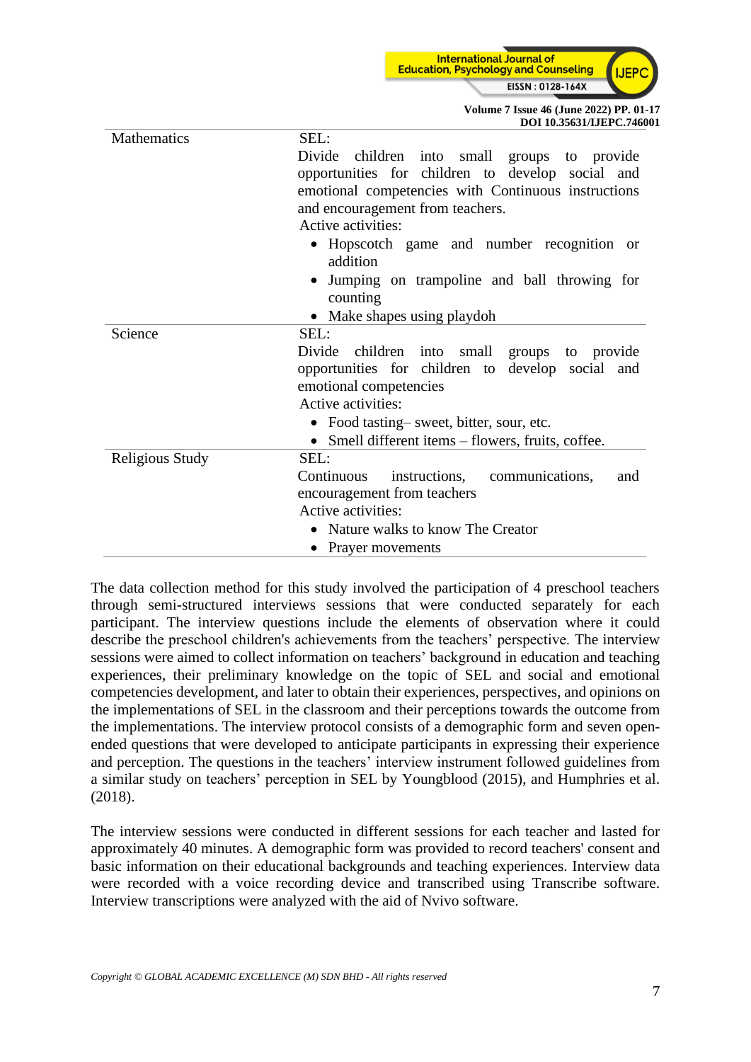| | |
|---|---|
| Mathematics | SEL:<br>Divide children into small groups to provide opportunities for children to develop social and emotional competencies with Continuous instructions and encouragement from teachers.<br>Active activities:<br>• Hopscotch game and number recognition or addition<br>• Jumping on trampoline and ball throwing for counting<br>• Make shapes using playdoh |
| Science | SEL:<br>Divide children into small groups to provide opportunities for children to develop social and emotional competencies<br>Active activities:<br>• Food tasting– sweet, bitter, sour, etc.<br>• Smell different items – flowers, fruits, coffee. |
| Religious Study | SEL:<br>Continuous instructions, communications, and encouragement from teachers<br>Active activities:<br>• Nature walks to know The Creator<br>• Prayer movements |

The data collection method for this study involved the participation of 4 preschool teachers through semi-structured interviews sessions that were conducted separately for each participant. The interview questions include the elements of observation where it could describe the preschool children's achievements from the teachers' perspective. The interview sessions were aimed to collect information on teachers' background in education and teaching experiences, their preliminary knowledge on the topic of SEL and social and emotional competencies development, and later to obtain their experiences, perspectives, and opinions on the implementations of SEL in the classroom and their perceptions towards the outcome from the implementations. The interview protocol consists of a demographic form and seven open-ended questions that were developed to anticipate participants in expressing their experience and perception. The questions in the teachers' interview instrument followed guidelines from a similar study on teachers' perception in SEL by Youngblood (2015), and Humphries et al. (2018).

The interview sessions were conducted in different sessions for each teacher and lasted for approximately 40 minutes. A demographic form was provided to record teachers' consent and basic information on their educational backgrounds and teaching experiences. Interview data were recorded with a voice recording device and transcribed using Transcribe software. Interview transcriptions were analyzed with the aid of Nvivo software.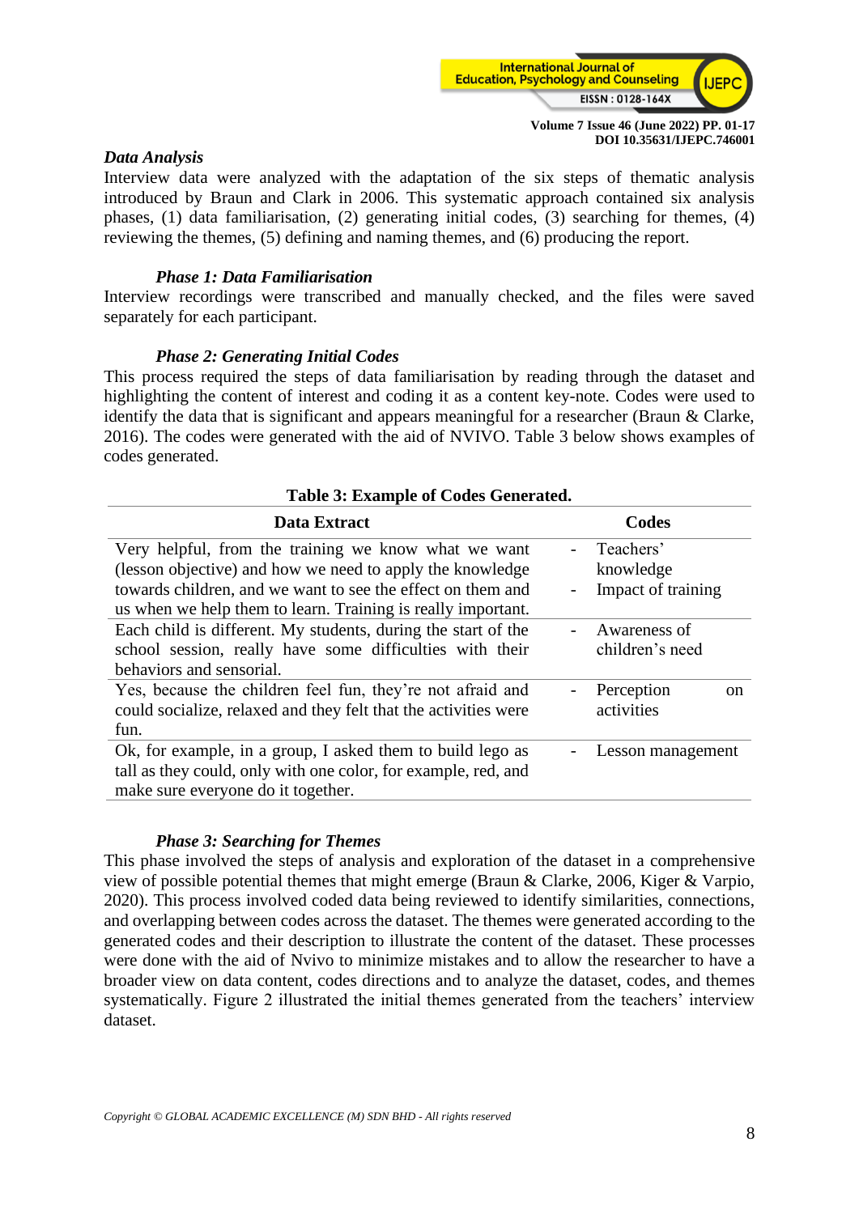### *Data Analysis*

Interview data were analyzed with the adaptation of the six steps of thematic analysis introduced by Braun and Clark in 2006. This systematic approach contained six analysis phases, (1) data familiarisation, (2) generating initial codes, (3) searching for themes, (4) reviewing the themes, (5) defining and naming themes, and (6) producing the report.

#### *Phase 1: Data Familiarisation*

Interview recordings were transcribed and manually checked, and the files were saved separately for each participant.

#### *Phase 2: Generating Initial Codes*

This process required the steps of data familiarisation by reading through the dataset and highlighting the content of interest and coding it as a content key-note. Codes were used to identify the data that is significant and appears meaningful for a researcher (Braun & Clarke, 2016). The codes were generated with the aid of NVIVO. Table 3 below shows examples of codes generated.

**Table 3: Example of Codes Generated.**

| Data Extract | Codes |
|---|---|
| Very helpful, from the training we know what we want (lesson objective) and how we need to apply the knowledge towards children, and we want to see the effect on them and us when we help them to learn. Training is really important. | - Teachers' knowledge<br>- Impact of training |
| Each child is different. My students, during the start of the school session, really have some difficulties with their behaviors and sensorial. | - Awareness of children's need |
| Yes, because the children feel fun, they're not afraid and could socialize, relaxed and they felt that the activities were fun. | - Perception on activities |
| Ok, for example, in a group, I asked them to build lego as tall as they could, only with one color, for example, red, and make sure everyone do it together. | - Lesson management |

#### *Phase 3: Searching for Themes*

This phase involved the steps of analysis and exploration of the dataset in a comprehensive view of possible potential themes that might emerge (Braun & Clarke, 2006, Kiger & Varpio, 2020). This process involved coded data being reviewed to identify similarities, connections, and overlapping between codes across the dataset. The themes were generated according to the generated codes and their description to illustrate the content of the dataset. These processes were done with the aid of Nvivo to minimize mistakes and to allow the researcher to have a broader view on data content, codes directions and to analyze the dataset, codes, and themes systematically. Figure 2 illustrated the initial themes generated from the teachers' interview dataset.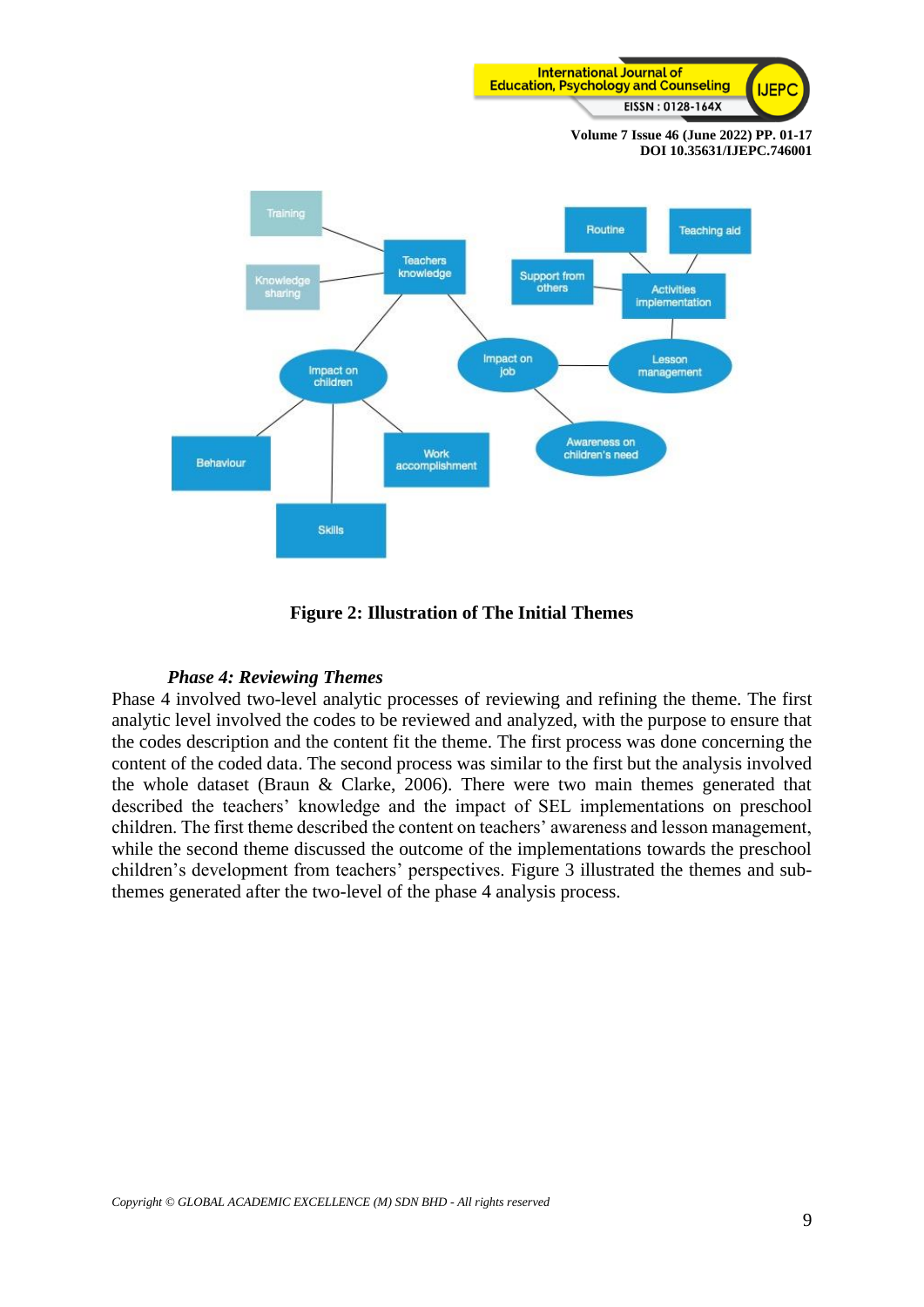**Figure 2: Illustration of The Initial Themes**

### *Phase 4: Reviewing Themes*

Phase 4 involved two-level analytic processes of reviewing and refining the theme. The first analytic level involved the codes to be reviewed and analyzed, with the purpose to ensure that the codes description and the content fit the theme. The first process was done concerning the content of the coded data. The second process was similar to the first but the analysis involved the whole dataset (Braun & Clarke, 2006). There were two main themes generated that described the teachers' knowledge and the impact of SEL implementations on preschool children. The first theme described the content on teachers' awareness and lesson management, while the second theme discussed the outcome of the implementations towards the preschool children's development from teachers' perspectives. Figure 3 illustrated the themes and sub-themes generated after the two-level of the phase 4 analysis process.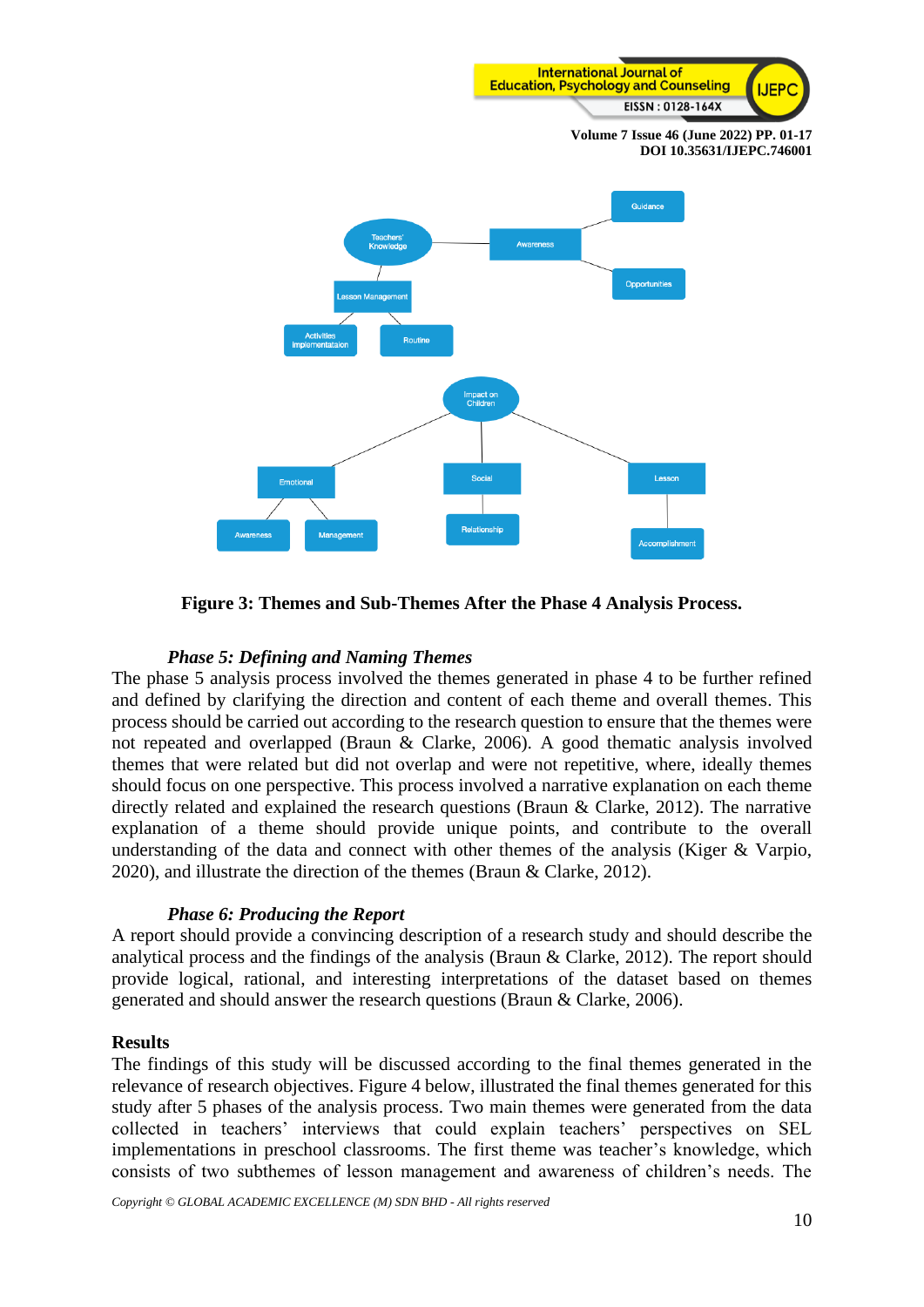Figure 3: Themes and Sub-Themes After the Phase 4 Analysis Process.

### *Phase 5: Defining and Naming Themes*

The phase 5 analysis process involved the themes generated in phase 4 to be further refined and defined by clarifying the direction and content of each theme and overall themes. This process should be carried out according to the research question to ensure that the themes were not repeated and overlapped (Braun & Clarke, 2006). A good thematic analysis involved themes that were related but did not overlap and were not repetitive, where, ideally themes should focus on one perspective. This process involved a narrative explanation on each theme directly related and explained the research questions (Braun & Clarke, 2012). The narrative explanation of a theme should provide unique points, and contribute to the overall understanding of the data and connect with other themes of the analysis (Kiger & Varpio, 2020), and illustrate the direction of the themes (Braun & Clarke, 2012).

### *Phase 6: Producing the Report*

A report should provide a convincing description of a research study and should describe the analytical process and the findings of the analysis (Braun & Clarke, 2012). The report should provide logical, rational, and interesting interpretations of the dataset based on themes generated and should answer the research questions (Braun & Clarke, 2006).

## Results

The findings of this study will be discussed according to the final themes generated in the relevance of research objectives. Figure 4 below, illustrated the final themes generated for this study after 5 phases of the analysis process. Two main themes were generated from the data collected in teachers' interviews that could explain teachers' perspectives on SEL implementations in preschool classrooms. The first theme was teacher's knowledge, which consists of two subthemes of lesson management and awareness of children's needs. The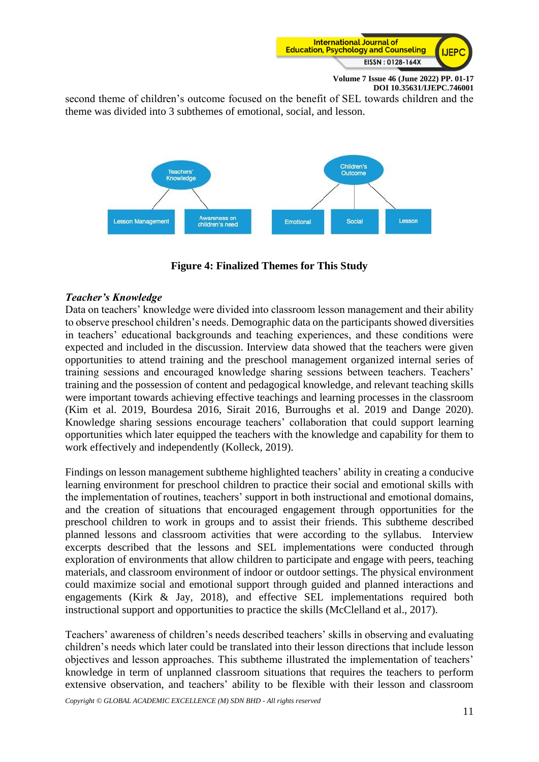second theme of children's outcome focused on the benefit of SEL towards children and the theme was divided into 3 subthemes of emotional, social, and lesson.

**Figure 4: Finalized Themes for This Study**

### *Teacher's Knowledge*

Data on teachers' knowledge were divided into classroom lesson management and their ability to observe preschool children's needs. Demographic data on the participants showed diversities in teachers' educational backgrounds and teaching experiences, and these conditions were expected and included in the discussion. Interview data showed that the teachers were given opportunities to attend training and the preschool management organized internal series of training sessions and encouraged knowledge sharing sessions between teachers. Teachers' training and the possession of content and pedagogical knowledge, and relevant teaching skills were important towards achieving effective teachings and learning processes in the classroom (Kim et al. 2019, Bourdesa 2016, Sirait 2016, Burroughs et al. 2019 and Dange 2020). Knowledge sharing sessions encourage teachers' collaboration that could support learning opportunities which later equipped the teachers with the knowledge and capability for them to work effectively and independently (Kolleck, 2019).

Findings on lesson management subtheme highlighted teachers' ability in creating a conducive learning environment for preschool children to practice their social and emotional skills with the implementation of routines, teachers' support in both instructional and emotional domains, and the creation of situations that encouraged engagement through opportunities for the preschool children to work in groups and to assist their friends. This subtheme described planned lessons and classroom activities that were according to the syllabus. Interview excerpts described that the lessons and SEL implementations were conducted through exploration of environments that allow children to participate and engage with peers, teaching materials, and classroom environment of indoor or outdoor settings. The physical environment could maximize social and emotional support through guided and planned interactions and engagements (Kirk & Jay, 2018), and effective SEL implementations required both instructional support and opportunities to practice the skills (McClelland et al., 2017).

Teachers' awareness of children's needs described teachers' skills in observing and evaluating children's needs which later could be translated into their lesson directions that include lesson objectives and lesson approaches. This subtheme illustrated the implementation of teachers' knowledge in term of unplanned classroom situations that requires the teachers to perform extensive observation, and teachers' ability to be flexible with their lesson and classroom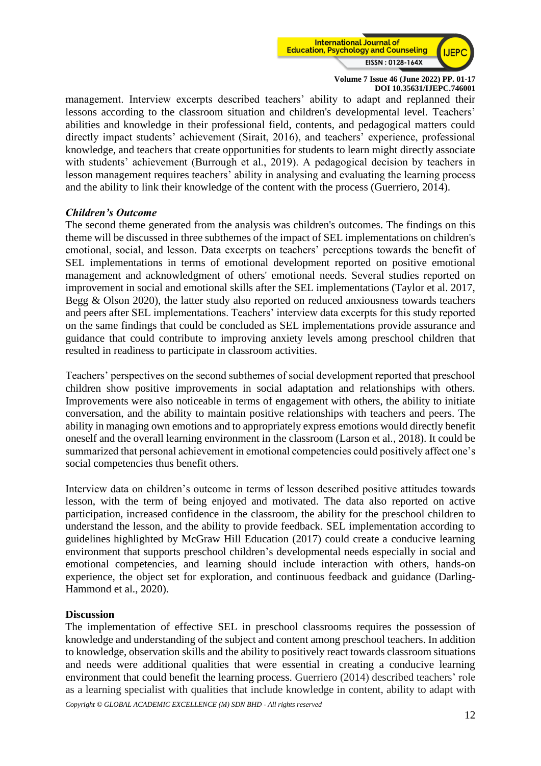management. Interview excerpts described teachers' ability to adapt and replanned their lessons according to the classroom situation and children's developmental level. Teachers' abilities and knowledge in their professional field, contents, and pedagogical matters could directly impact students' achievement (Sirait, 2016), and teachers' experience, professional knowledge, and teachers that create opportunities for students to learn might directly associate with students' achievement (Burrough et al., 2019). A pedagogical decision by teachers in lesson management requires teachers' ability in analysing and evaluating the learning process and the ability to link their knowledge of the content with the process (Guerriero, 2014).

***Children's Outcome***

The second theme generated from the analysis was children's outcomes. The findings on this theme will be discussed in three subthemes of the impact of SEL implementations on children's emotional, social, and lesson. Data excerpts on teachers' perceptions towards the benefit of SEL implementations in terms of emotional development reported on positive emotional management and acknowledgment of others' emotional needs. Several studies reported on improvement in social and emotional skills after the SEL implementations (Taylor et al. 2017, Begg & Olson 2020), the latter study also reported on reduced anxiousness towards teachers and peers after SEL implementations. Teachers' interview data excerpts for this study reported on the same findings that could be concluded as SEL implementations provide assurance and guidance that could contribute to improving anxiety levels among preschool children that resulted in readiness to participate in classroom activities.

Teachers' perspectives on the second subthemes of social development reported that preschool children show positive improvements in social adaptation and relationships with others. Improvements were also noticeable in terms of engagement with others, the ability to initiate conversation, and the ability to maintain positive relationships with teachers and peers. The ability in managing own emotions and to appropriately express emotions would directly benefit oneself and the overall learning environment in the classroom (Larson et al., 2018). It could be summarized that personal achievement in emotional competencies could positively affect one's social competencies thus benefit others.

Interview data on children's outcome in terms of lesson described positive attitudes towards lesson, with the term of being enjoyed and motivated. The data also reported on active participation, increased confidence in the classroom, the ability for the preschool children to understand the lesson, and the ability to provide feedback. SEL implementation according to guidelines highlighted by McGraw Hill Education (2017) could create a conducive learning environment that supports preschool children's developmental needs especially in social and emotional competencies, and learning should include interaction with others, hands-on experience, the object set for exploration, and continuous feedback and guidance (Darling-Hammond et al., 2020).

**Discussion**

The implementation of effective SEL in preschool classrooms requires the possession of knowledge and understanding of the subject and content among preschool teachers. In addition to knowledge, observation skills and the ability to positively react towards classroom situations and needs were additional qualities that were essential in creating a conducive learning environment that could benefit the learning process. Guerriero (2014) described teachers' role as a learning specialist with qualities that include knowledge in content, ability to adapt with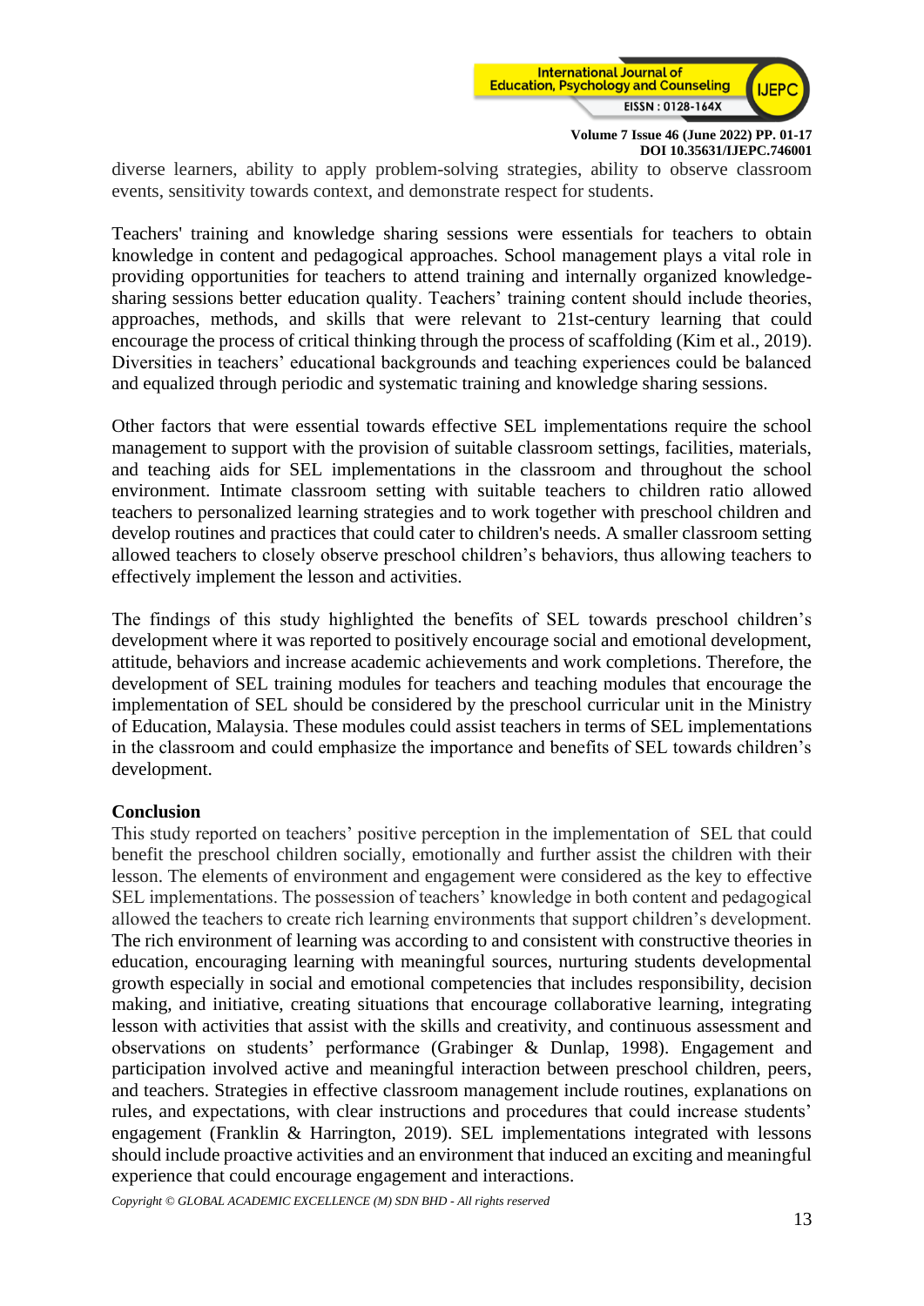diverse learners, ability to apply problem-solving strategies, ability to observe classroom events, sensitivity towards context, and demonstrate respect for students.

Teachers' training and knowledge sharing sessions were essentials for teachers to obtain knowledge in content and pedagogical approaches. School management plays a vital role in providing opportunities for teachers to attend training and internally organized knowledge-sharing sessions better education quality. Teachers' training content should include theories, approaches, methods, and skills that were relevant to 21st-century learning that could encourage the process of critical thinking through the process of scaffolding (Kim et al., 2019). Diversities in teachers' educational backgrounds and teaching experiences could be balanced and equalized through periodic and systematic training and knowledge sharing sessions.

Other factors that were essential towards effective SEL implementations require the school management to support with the provision of suitable classroom settings, facilities, materials, and teaching aids for SEL implementations in the classroom and throughout the school environment. Intimate classroom setting with suitable teachers to children ratio allowed teachers to personalized learning strategies and to work together with preschool children and develop routines and practices that could cater to children's needs. A smaller classroom setting allowed teachers to closely observe preschool children's behaviors, thus allowing teachers to effectively implement the lesson and activities.

The findings of this study highlighted the benefits of SEL towards preschool children's development where it was reported to positively encourage social and emotional development, attitude, behaviors and increase academic achievements and work completions. Therefore, the development of SEL training modules for teachers and teaching modules that encourage the implementation of SEL should be considered by the preschool curricular unit in the Ministry of Education, Malaysia. These modules could assist teachers in terms of SEL implementations in the classroom and could emphasize the importance and benefits of SEL towards children's development.

## Conclusion

This study reported on teachers' positive perception in the implementation of SEL that could benefit the preschool children socially, emotionally and further assist the children with their lesson. The elements of environment and engagement were considered as the key to effective SEL implementations. The possession of teachers' knowledge in both content and pedagogical allowed the teachers to create rich learning environments that support children's development. The rich environment of learning was according to and consistent with constructive theories in education, encouraging learning with meaningful sources, nurturing students developmental growth especially in social and emotional competencies that includes responsibility, decision making, and initiative, creating situations that encourage collaborative learning, integrating lesson with activities that assist with the skills and creativity, and continuous assessment and observations on students' performance (Grabinger & Dunlap, 1998). Engagement and participation involved active and meaningful interaction between preschool children, peers, and teachers. Strategies in effective classroom management include routines, explanations on rules, and expectations, with clear instructions and procedures that could increase students' engagement (Franklin & Harrington, 2019). SEL implementations integrated with lessons should include proactive activities and an environment that induced an exciting and meaningful experience that could encourage engagement and interactions.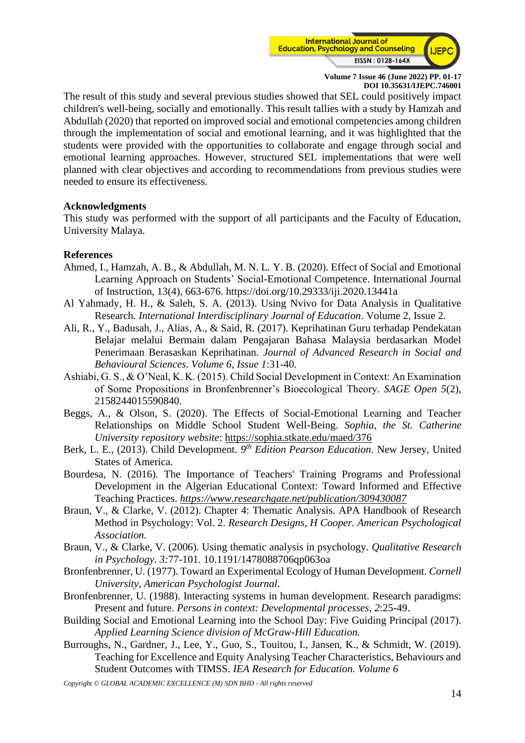The result of this study and several previous studies showed that SEL could positively impact children's well-being, socially and emotionally. This result tallies with a study by Hamzah and Abdullah (2020) that reported on improved social and emotional competencies among children through the implementation of social and emotional learning, and it was highlighted that the students were provided with the opportunities to collaborate and engage through social and emotional learning approaches. However, structured SEL implementations that were well planned with clear objectives and according to recommendations from previous studies were needed to ensure its effectiveness.

## Acknowledgments

This study was performed with the support of all participants and the Faculty of Education, University Malaya.

## References

Ahmed, I., Hamzah, A. B., & Abdullah, M. N. L. Y. B. (2020). Effect of Social and Emotional Learning Approach on Students' Social-Emotional Competence. International Journal of Instruction, 13(4), 663-676. https://doi.org/10.29333/iji.2020.13441a

Al Yahmady, H. H., & Saleh, S. A. (2013). Using Nvivo for Data Analysis in Qualitative Research. *International Interdisciplinary Journal of Education*. Volume 2, Issue 2.

Ali, R., Y., Badusah, J., Alias, A., & Said, R. (2017). Keprihatinan Guru terhadap Pendekatan Belajar melalui Bermain dalam Pengajaran Bahasa Malaysia berdasarkan Model Penerimaan Berasaskan Keprihatinan. *Journal of Advanced Research in Social and Behavioural Sciences. Volume 6, Issue 1*:31-40.

Ashiabi, G. S., & O'Neal, K. K. (2015). Child Social Development in Context: An Examination of Some Propositions in Bronfenbrenner's Bioecological Theory. *SAGE Open 5*(2), 2158244015590840.

Beggs, A., & Olson, S. (2020). The Effects of Social-Emotional Learning and Teacher Relationships on Middle School Student Well-Being. *Sophia, the St. Catherine University repository website*: https://sophia.stkate.edu/maed/376

Berk, L. E., (2013). Child Development. *9th Edition Pearson Education*. New Jersey, United States of America.

Bourdesa, N. (2016). The Importance of Teachers' Training Programs and Professional Development in the Algerian Educational Context: Toward Informed and Effective Teaching Practices. *https://www.researchgate.net/publication/309430087*

Braun, V., & Clarke, V. (2012). Chapter 4: Thematic Analysis. APA Handbook of Research Method in Psychology: Vol. 2. *Research Designs, H Cooper. American Psychological Association.*

Braun, V., & Clarke, V. (2006). Using thematic analysis in psychology. *Qualitative Research in Psychology. 3*:77-101. 10.1191/1478088706qp063oa

Bronfenbrenner, U. (1977). Toward an Experimental Ecology of Human Development. *Cornell University, American Psychologist Journal*.

Bronfenbrenner, U. (1988). Interacting systems in human development. Research paradigms: Present and future. *Persons in context: Developmental processes, 2*:25-49.

Building Social and Emotional Learning into the School Day: Five Guiding Principal (2017). *Applied Learning Science division of McGraw-Hill Education.*

Burroughs, N., Gardner, J., Lee, Y., Guo, S., Touitou, I., Jansen, K., & Schmidt, W. (2019). Teaching for Excellence and Equity Analysing Teacher Characteristics, Behaviours and Student Outcomes with TIMSS. *IEA Research for Education. Volume 6*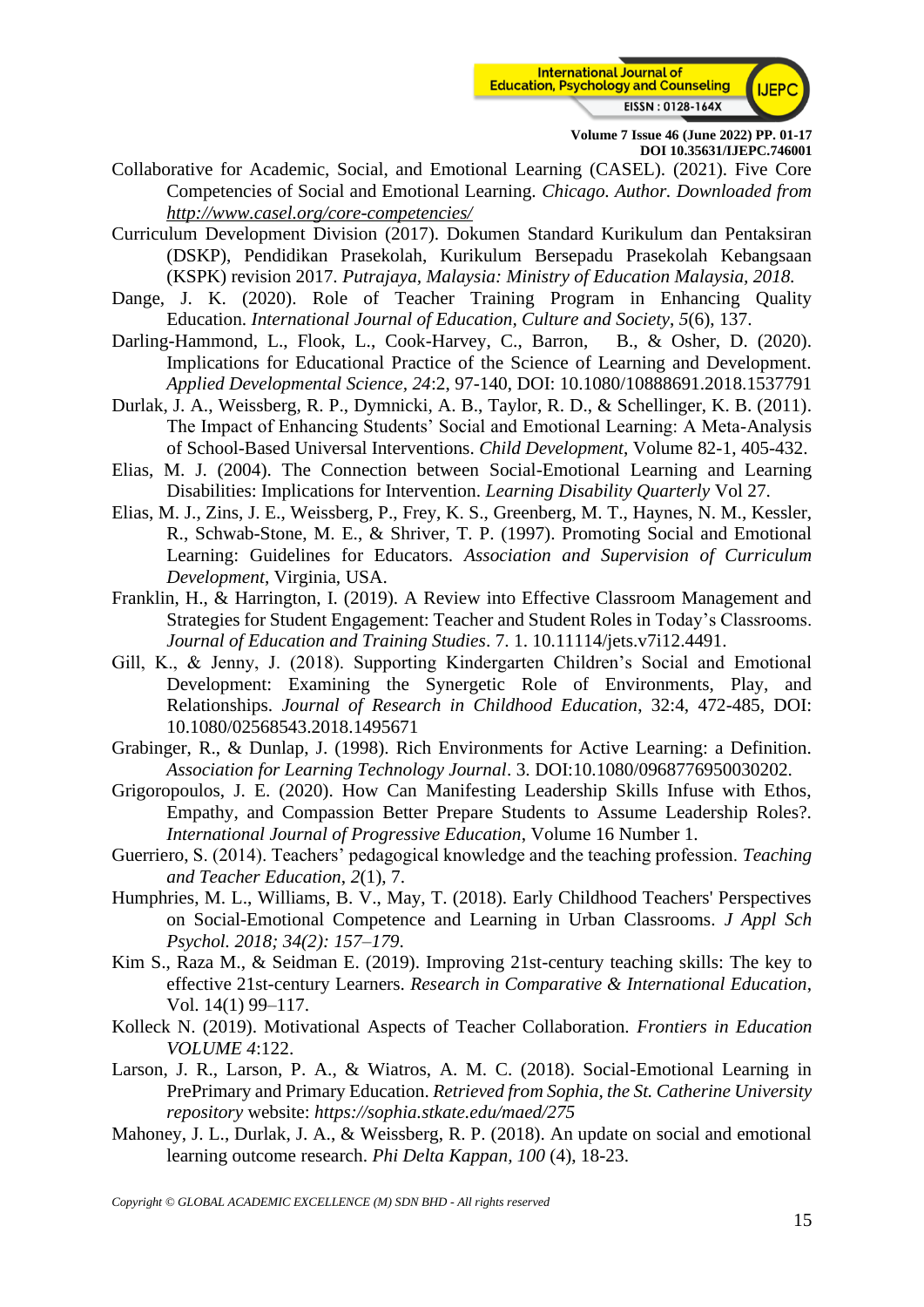Collaborative for Academic, Social, and Emotional Learning (CASEL). (2021). Five Core Competencies of Social and Emotional Learning. *Chicago. Author. Downloaded from http://www.casel.org/core-competencies/*

Curriculum Development Division (2017). Dokumen Standard Kurikulum dan Pentaksiran (DSKP), Pendidikan Prasekolah, Kurikulum Bersepadu Prasekolah Kebangsaan (KSPK) revision 2017. *Putrajaya, Malaysia: Ministry of Education Malaysia, 2018.*

Dange, J. K. (2020). Role of Teacher Training Program in Enhancing Quality Education. *International Journal of Education, Culture and Society*, *5*(6), 137.

Darling-Hammond, L., Flook, L., Cook-Harvey, C., Barron, B., & Osher, D. (2020). Implications for Educational Practice of the Science of Learning and Development. *Applied Developmental Science*, *24*:2, 97-140, DOI: 10.1080/10888691.2018.1537791

Durlak, J. A., Weissberg, R. P., Dymnicki, A. B., Taylor, R. D., & Schellinger, K. B. (2011). The Impact of Enhancing Students' Social and Emotional Learning: A Meta-Analysis of School-Based Universal Interventions. *Child Development*, Volume 82-1, 405-432.

Elias, M. J. (2004). The Connection between Social-Emotional Learning and Learning Disabilities: Implications for Intervention. *Learning Disability Quarterly* Vol 27.

Elias, M. J., Zins, J. E., Weissberg, P., Frey, K. S., Greenberg, M. T., Haynes, N. M., Kessler, R., Schwab-Stone, M. E., & Shriver, T. P. (1997). Promoting Social and Emotional Learning: Guidelines for Educators. *Association and Supervision of Curriculum Development*, Virginia, USA.

Franklin, H., & Harrington, I. (2019). A Review into Effective Classroom Management and Strategies for Student Engagement: Teacher and Student Roles in Today's Classrooms. *Journal of Education and Training Studies*. 7. 1. 10.11114/jets.v7i12.4491.

Gill, K., & Jenny, J. (2018). Supporting Kindergarten Children's Social and Emotional Development: Examining the Synergetic Role of Environments, Play, and Relationships. *Journal of Research in Childhood Education*, 32:4, 472-485, DOI: 10.1080/02568543.2018.1495671

Grabinger, R., & Dunlap, J. (1998). Rich Environments for Active Learning: a Definition. *Association for Learning Technology Journal*. 3. DOI:10.1080/0968776950030202.

Grigoropoulos, J. E. (2020). How Can Manifesting Leadership Skills Infuse with Ethos, Empathy, and Compassion Better Prepare Students to Assume Leadership Roles?. *International Journal of Progressive Education*, Volume 16 Number 1.

Guerriero, S. (2014). Teachers' pedagogical knowledge and the teaching profession. *Teaching and Teacher Education*, *2*(1), 7.

Humphries, M. L., Williams, B. V., May, T. (2018). Early Childhood Teachers' Perspectives on Social-Emotional Competence and Learning in Urban Classrooms. *J Appl Sch Psychol. 2018; 34(2): 157–179*.

Kim S., Raza M., & Seidman E. (2019). Improving 21st-century teaching skills: The key to effective 21st-century Learners. *Research in Comparative & International Education*, Vol. 14(1) 99–117.

Kolleck N. (2019). Motivational Aspects of Teacher Collaboration. *Frontiers in Education VOLUME 4*:122.

Larson, J. R., Larson, P. A., & Wiatros, A. M. C. (2018). Social-Emotional Learning in PrePrimary and Primary Education. *Retrieved from Sophia, the St. Catherine University repository* website: *https://sophia.stkate.edu/maed/275*

Mahoney, J. L., Durlak, J. A., & Weissberg, R. P. (2018). An update on social and emotional learning outcome research. *Phi Delta Kappan, 100* (4), 18-23.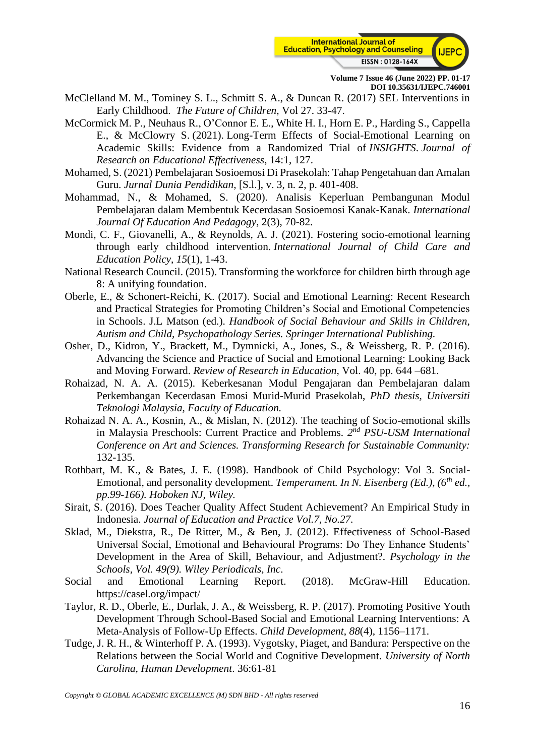McClelland M. M., Tominey S. L., Schmitt S. A., & Duncan R. (2017) SEL Interventions in Early Childhood. *The Future of Children*, Vol 27. 33-47.

McCormick M. P., Neuhaus R., O'Connor E. E., White H. I., Horn E. P., Harding S., Cappella E., & McClowry S. (2021). Long-Term Effects of Social-Emotional Learning on Academic Skills: Evidence from a Randomized Trial of *INSIGHTS*. *Journal of Research on Educational Effectiveness*, 14:1, 127.

Mohamed, S. (2021) Pembelajaran Sosioemosi Di Prasekolah: Tahap Pengetahuan dan Amalan Guru. *Jurnal Dunia Pendidikan*, [S.l.], v. 3, n. 2, p. 401-408.

Mohammad, N., & Mohamed, S. (2020). Analisis Keperluan Pembangunan Modul Pembelajaran dalam Membentuk Kecerdasan Sosioemosi Kanak-Kanak. *International Journal Of Education And Pedagogy*, 2(3), 70-82.

Mondi, C. F., Giovanelli, A., & Reynolds, A. J. (2021). Fostering socio-emotional learning through early childhood intervention. *International Journal of Child Care and Education Policy*, *15*(1), 1-43.

National Research Council. (2015). Transforming the workforce for children birth through age 8: A unifying foundation.

Oberle, E., & Schonert-Reichi, K. (2017). Social and Emotional Learning: Recent Research and Practical Strategies for Promoting Children's Social and Emotional Competencies in Schools. J.L Matson (ed.). *Handbook of Social Behaviour and Skills in Children, Autism and Child, Psychopathology Series. Springer International Publishing.*

Osher, D., Kidron, Y., Brackett, M., Dymnicki, A., Jones, S., & Weissberg, R. P. (2016). Advancing the Science and Practice of Social and Emotional Learning: Looking Back and Moving Forward. *Review of Research in Education*, Vol. 40, pp. 644 –681.

Rohaizad, N. A. A. (2015). Keberkesanan Modul Pengajaran dan Pembelajaran dalam Perkembangan Kecerdasan Emosi Murid-Murid Prasekolah, *PhD thesis, Universiti Teknologi Malaysia, Faculty of Education.*

Rohaizad N. A. A., Kosnin, A., & Mislan, N. (2012). The teaching of Socio-emotional skills in Malaysia Preschools: Current Practice and Problems. *2nd PSU-USM International Conference on Art and Sciences. Transforming Research for Sustainable Community:* 132-135.

Rothbart, M. K., & Bates, J. E. (1998). Handbook of Child Psychology: Vol 3. Social-Emotional, and personality development. *Temperament. In N. Eisenberg (Ed.), (6th ed., pp.99-166). Hoboken NJ, Wiley.*

Sirait, S. (2016). Does Teacher Quality Affect Student Achievement? An Empirical Study in Indonesia. *Journal of Education and Practice Vol.7, No.27.*

Sklad, M., Diekstra, R., De Ritter, M., & Ben, J. (2012). Effectiveness of School-Based Universal Social, Emotional and Behavioural Programs: Do They Enhance Students' Development in the Area of Skill, Behaviour, and Adjustment?. *Psychology in the Schools, Vol. 49(9). Wiley Periodicals, Inc.*

Social and Emotional Learning Report. (2018). McGraw-Hill Education. https://casel.org/impact/

Taylor, R. D., Oberle, E., Durlak, J. A., & Weissberg, R. P. (2017). Promoting Positive Youth Development Through School-Based Social and Emotional Learning Interventions: A Meta-Analysis of Follow-Up Effects. *Child Development*, *88*(4), 1156–1171.

Tudge, J. R. H., & Winterhoff P. A. (1993). Vygotsky, Piaget, and Bandura: Perspective on the Relations between the Social World and Cognitive Development. *University of North Carolina, Human Development*. 36:61-81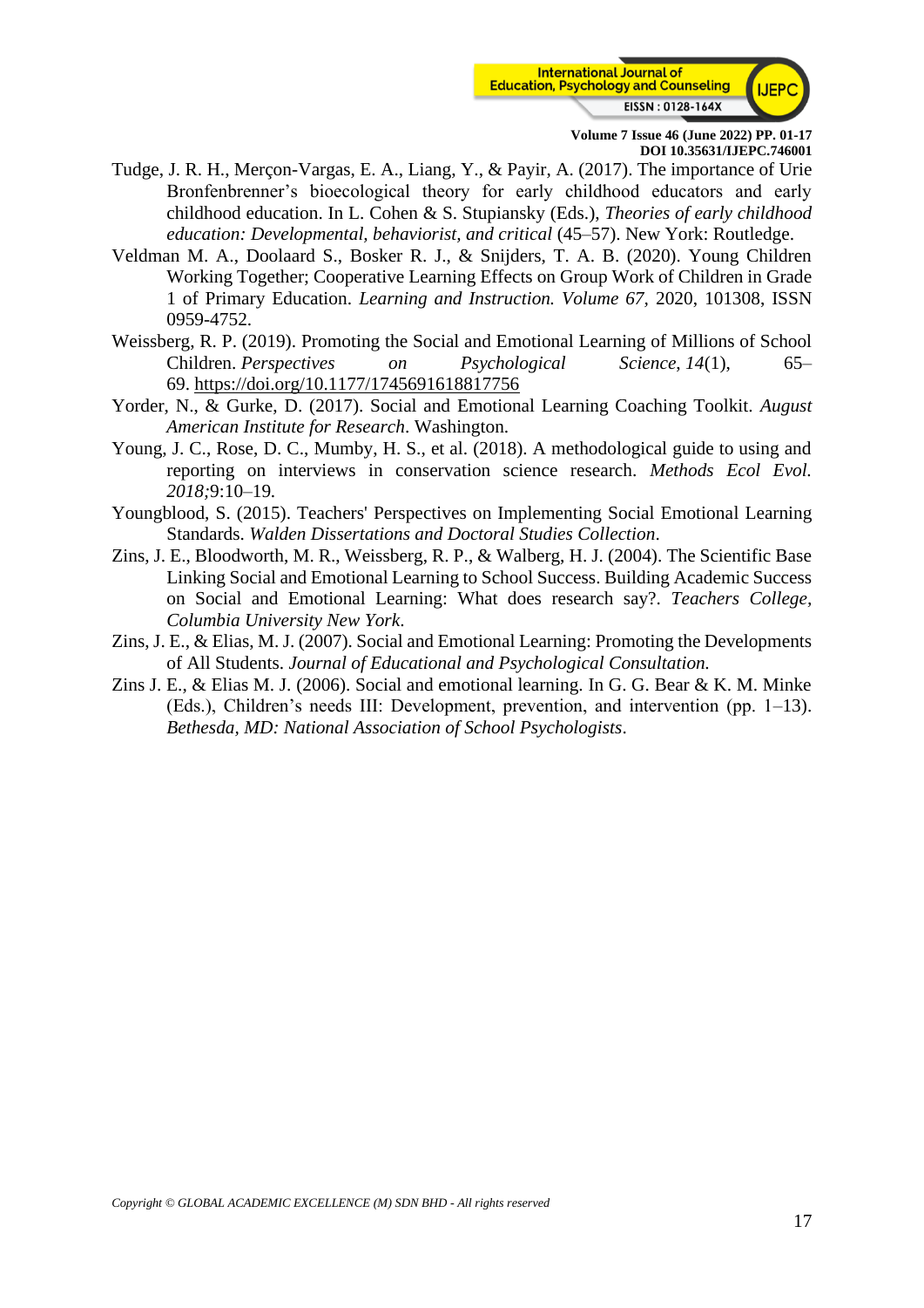Tudge, J. R. H., Merçon-Vargas, E. A., Liang, Y., & Payir, A. (2017). The importance of Urie Bronfenbrenner's bioecological theory for early childhood educators and early childhood education. In L. Cohen & S. Stupiansky (Eds.), *Theories of early childhood education: Developmental, behaviorist, and critical* (45–57). New York: Routledge.

Veldman M. A., Doolaard S., Bosker R. J., & Snijders, T. A. B. (2020). Young Children Working Together; Cooperative Learning Effects on Group Work of Children in Grade 1 of Primary Education. *Learning and Instruction. Volume 67*, 2020, 101308, ISSN 0959-4752.

Weissberg, R. P. (2019). Promoting the Social and Emotional Learning of Millions of School Children. *Perspectives on Psychological Science*, *14*(1), 65–69. https://doi.org/10.1177/1745691618817756

Yorder, N., & Gurke, D. (2017). Social and Emotional Learning Coaching Toolkit. *August American Institute for Research*. Washington.

Young, J. C., Rose, D. C., Mumby, H. S., et al. (2018). A methodological guide to using and reporting on interviews in conservation science research. *Methods Ecol Evol. 2018;*9:10–19.

Youngblood, S. (2015). Teachers' Perspectives on Implementing Social Emotional Learning Standards. *Walden Dissertations and Doctoral Studies Collection*.

Zins, J. E., Bloodworth, M. R., Weissberg, R. P., & Walberg, H. J. (2004). The Scientific Base Linking Social and Emotional Learning to School Success. Building Academic Success on Social and Emotional Learning: What does research say?. *Teachers College, Columbia University New York*.

Zins, J. E., & Elias, M. J. (2007). Social and Emotional Learning: Promoting the Developments of All Students. *Journal of Educational and Psychological Consultation.*

Zins J. E., & Elias M. J. (2006). Social and emotional learning. In G. G. Bear & K. M. Minke (Eds.), Children's needs III: Development, prevention, and intervention (pp. 1–13). *Bethesda, MD: National Association of School Psychologists*.